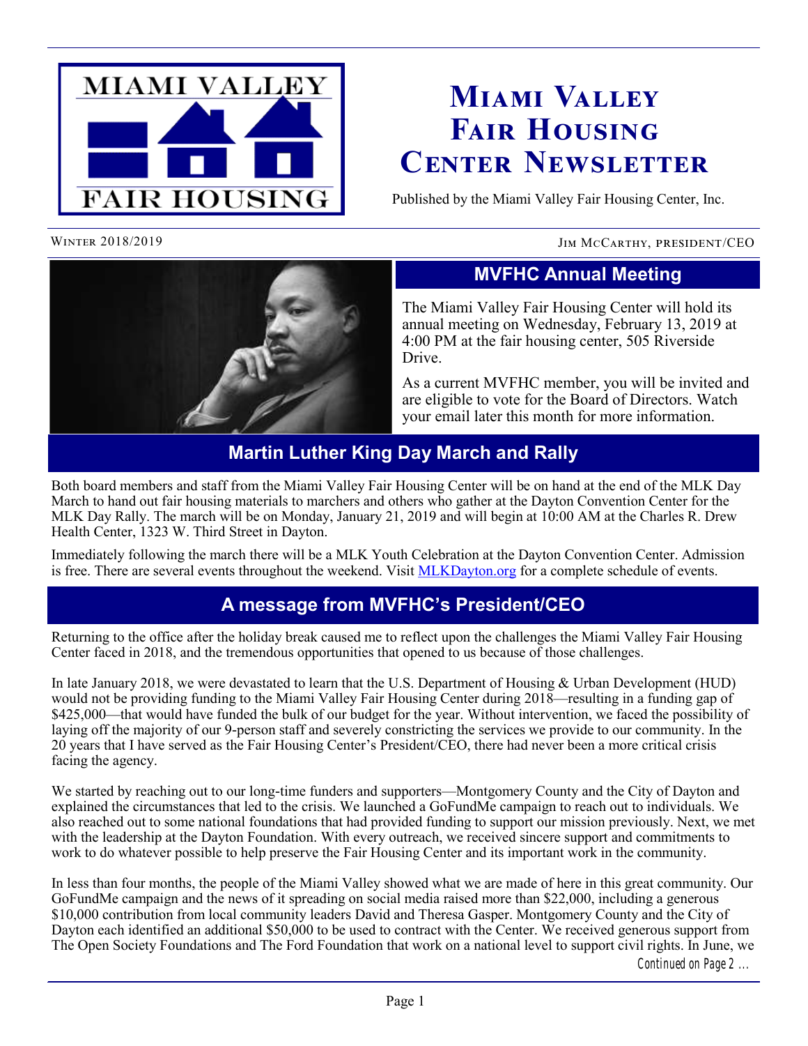# Miami Valley Fair Housing Center Newsletter

Published by the Miami Valley Fair Housing Center, Inc.

Winter 2018/2019 — Jim McCarthy, President/CEO

## MVFHC Annual Meeting

The Miami Valley Fair Housing Center will hold its annual meeting on Wednesday, February 13, 2019 at 4:00 PM at the fair housing center, 505 Riverside Drive.

As a current MVFHC member, you will be invited and are eligible to vote for the Board of Directors. Watch your email later this month for more information.

## Martin Luther King Day March and Rally

Both board members and staff from the Miami Valley Fair Housing Center will be on hand at the end of the MLK Day March to hand out fair housing materials to marchers and others who gather at the Dayton Convention Center for the MLK Day Rally. The march will be on Monday, January 21, 2019 and will begin at 10:00 AM at the Charles R. Drew Health Center, 1323 W. Third Street in Dayton.

Immediately following the march there will be a MLK Youth Celebration at the Dayton Convention Center. Admission is free. There are several events throughout the weekend. Visit MLKDayton.org for a complete schedule of events.

## A message from MVFHC's President/CEO

Returning to the office after the holiday break caused me to reflect upon the challenges the Miami Valley Fair Housing Center faced in 2018, and the tremendous opportunities that opened to us because of those challenges.

In late January 2018, we were devastated to learn that the U.S. Department of Housing & Urban Development (HUD) would not be providing funding to the Miami Valley Fair Housing Center during 2018—resulting in a funding gap of $425,000—that would have funded the bulk of our budget for the year. Without intervention, we faced the possibility of laying off the majority of our 9-person staff and severely constricting the services we provide to our community. In the 20 years that I have served as the Fair Housing Center's President/CEO, there had never been a more critical crisis facing the agency.

We started by reaching out to our long-time funders and supporters—Montgomery County and the City of Dayton and explained the circumstances that led to the crisis. We launched a GoFundMe campaign to reach out to individuals. We also reached out to some national foundations that had provided funding to support our mission previously. Next, we met with the leadership at the Dayton Foundation. With every outreach, we received sincere support and commitments to work to do whatever possible to help preserve the Fair Housing Center and its important work in the community.

In less than four months, the people of the Miami Valley showed what we are made of here in this great community. Our GoFundMe campaign and the news of it spreading on social media raised more than $22,000, including a generous $10,000 contribution from local community leaders David and Theresa Gasper. Montgomery County and the City of Dayton each identified an additional $50,000 to be used to contract with the Center. We received generous support from The Open Society Foundations and The Ford Foundation that work on a national level to support civil rights. In June, we

*Continued on Page 2 …*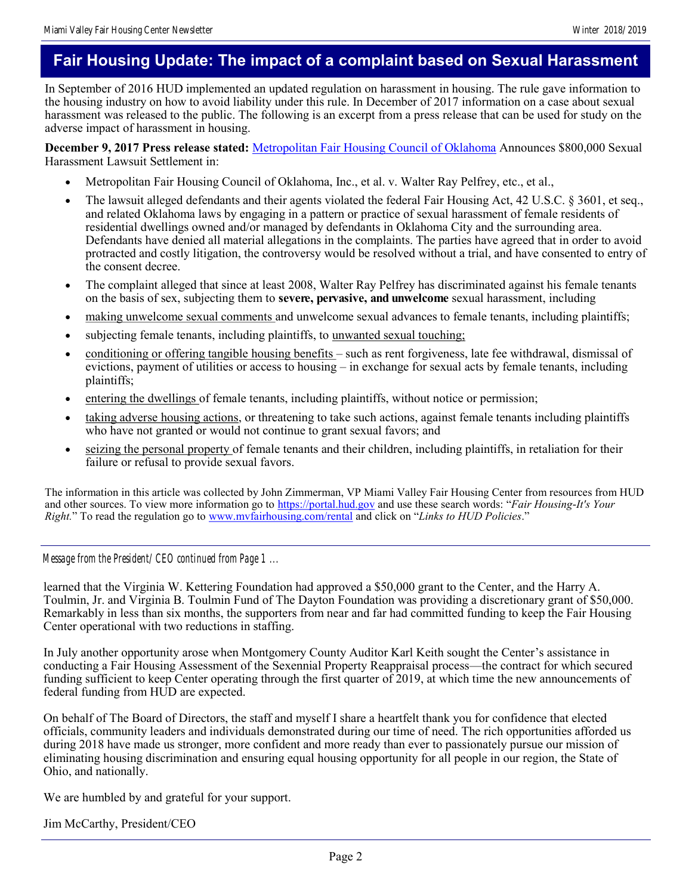## Fair Housing Update: The impact of a complaint based on Sexual Harassment

In September of 2016 HUD implemented an updated regulation on harassment in housing. The rule gave information to the housing industry on how to avoid liability under this rule. In December of 2017 information on a case about sexual harassment was released to the public. The following is an excerpt from a press release that can be used for study on the adverse impact of harassment in housing.

**December 9, 2017 Press release stated:** Metropolitan Fair Housing Council of Oklahoma Announces $800,000 Sexual Harassment Lawsuit Settlement in:

- Metropolitan Fair Housing Council of Oklahoma, Inc., et al. v. Walter Ray Pelfrey, etc., et al.,
- The lawsuit alleged defendants and their agents violated the federal Fair Housing Act, 42 U.S.C. § 3601, et seq., and related Oklahoma laws by engaging in a pattern or practice of sexual harassment of female residents of residential dwellings owned and/or managed by defendants in Oklahoma City and the surrounding area. Defendants have denied all material allegations in the complaints. The parties have agreed that in order to avoid protracted and costly litigation, the controversy would be resolved without a trial, and have consented to entry of the consent decree.
- The complaint alleged that since at least 2008, Walter Ray Pelfrey has discriminated against his female tenants on the basis of sex, subjecting them to **severe, pervasive, and unwelcome** sexual harassment, including
- making unwelcome sexual comments and unwelcome sexual advances to female tenants, including plaintiffs;
- subjecting female tenants, including plaintiffs, to unwanted sexual touching;
- conditioning or offering tangible housing benefits – such as rent forgiveness, late fee withdrawal, dismissal of evictions, payment of utilities or access to housing – in exchange for sexual acts by female tenants, including plaintiffs;
- entering the dwellings of female tenants, including plaintiffs, without notice or permission;
- taking adverse housing actions, or threatening to take such actions, against female tenants including plaintiffs who have not granted or would not continue to grant sexual favors; and
- seizing the personal property of female tenants and their children, including plaintiffs, in retaliation for their failure or refusal to provide sexual favors.

The information in this article was collected by John Zimmerman, VP Miami Valley Fair Housing Center from resources from HUD and other sources. To view more information go to https://portal.hud.gov and use these search words: "*Fair Housing-It's Your Right.*" To read the regulation go to www.mvfairhousing.com/rental and click on "*Links to HUD Policies*."

---

*Message from the President/CEO continued from Page 1 ...*

learned that the Virginia W. Kettering Foundation had approved a $50,000 grant to the Center, and the Harry A. Toulmin, Jr. and Virginia B. Toulmin Fund of The Dayton Foundation was providing a discretionary grant of $50,000. Remarkably in less than six months, the supporters from near and far had committed funding to keep the Fair Housing Center operational with two reductions in staffing.

In July another opportunity arose when Montgomery County Auditor Karl Keith sought the Center's assistance in conducting a Fair Housing Assessment of the Sexennial Property Reappraisal process—the contract for which secured funding sufficient to keep Center operating through the first quarter of 2019, at which time the new announcements of federal funding from HUD are expected.

On behalf of The Board of Directors, the staff and myself I share a heartfelt thank you for confidence that elected officials, community leaders and individuals demonstrated during our time of need. The rich opportunities afforded us during 2018 have made us stronger, more confident and more ready than ever to passionately pursue our mission of eliminating housing discrimination and ensuring equal housing opportunity for all people in our region, the State of Ohio, and nationally.

We are humbled by and grateful for your support.

Jim McCarthy, President/CEO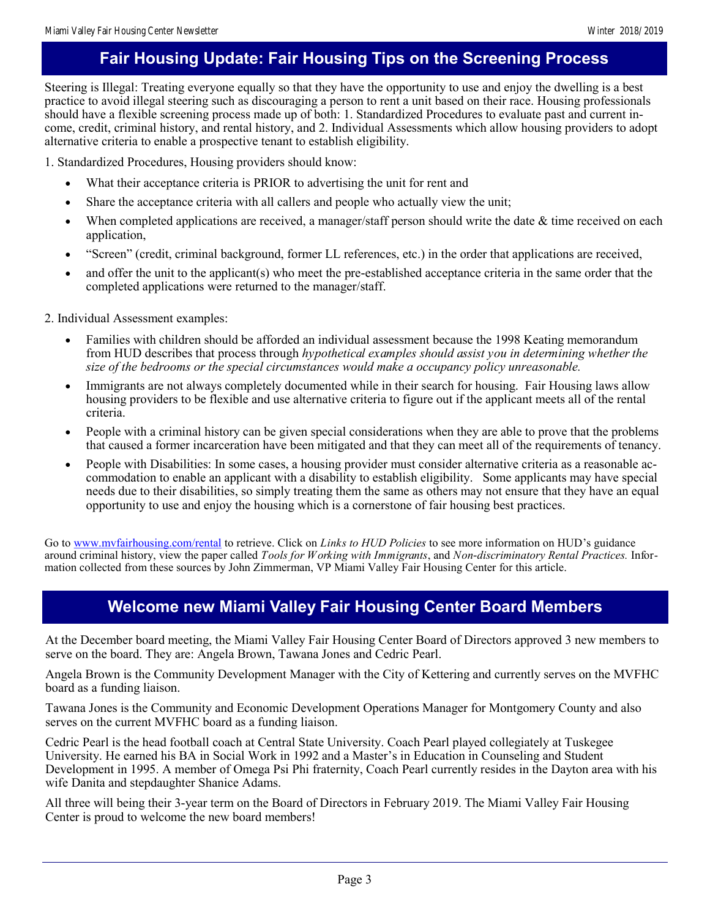## Fair Housing Update: Fair Housing Tips on the Screening Process

Steering is Illegal: Treating everyone equally so that they have the opportunity to use and enjoy the dwelling is a best practice to avoid illegal steering such as discouraging a person to rent a unit based on their race. Housing professionals should have a flexible screening process made up of both: 1. Standardized Procedures to evaluate past and current income, credit, criminal history, and rental history, and 2. Individual Assessments which allow housing providers to adopt alternative criteria to enable a prospective tenant to establish eligibility.

1. Standardized Procedures, Housing providers should know:

- What their acceptance criteria is PRIOR to advertising the unit for rent and
- Share the acceptance criteria with all callers and people who actually view the unit;
- When completed applications are received, a manager/staff person should write the date & time received on each application,
- "Screen" (credit, criminal background, former LL references, etc.) in the order that applications are received,
- and offer the unit to the applicant(s) who meet the pre-established acceptance criteria in the same order that the completed applications were returned to the manager/staff.

2. Individual Assessment examples:

- Families with children should be afforded an individual assessment because the 1998 Keating memorandum from HUD describes that process through *hypothetical examples should assist you in determining whether the size of the bedrooms or the special circumstances would make a occupancy policy unreasonable.*
- Immigrants are not always completely documented while in their search for housing. Fair Housing laws allow housing providers to be flexible and use alternative criteria to figure out if the applicant meets all of the rental criteria.
- People with a criminal history can be given special considerations when they are able to prove that the problems that caused a former incarceration have been mitigated and that they can meet all of the requirements of tenancy.
- People with Disabilities: In some cases, a housing provider must consider alternative criteria as a reasonable accommodation to enable an applicant with a disability to establish eligibility. Some applicants may have special needs due to their disabilities, so simply treating them the same as others may not ensure that they have an equal opportunity to use and enjoy the housing which is a cornerstone of fair housing best practices.

Go to www.mvfairhousing.com/rental to retrieve. Click on *Links to HUD Policies* to see more information on HUD's guidance around criminal history, view the paper called *Tools for Working with Immigrants*, and *Non-discriminatory Rental Practices.* Information collected from these sources by John Zimmerman, VP Miami Valley Fair Housing Center for this article.

## Welcome new Miami Valley Fair Housing Center Board Members

At the December board meeting, the Miami Valley Fair Housing Center Board of Directors approved 3 new members to serve on the board. They are: Angela Brown, Tawana Jones and Cedric Pearl.

Angela Brown is the Community Development Manager with the City of Kettering and currently serves on the MVFHC board as a funding liaison.

Tawana Jones is the Community and Economic Development Operations Manager for Montgomery County and also serves on the current MVFHC board as a funding liaison.

Cedric Pearl is the head football coach at Central State University. Coach Pearl played collegiately at Tuskegee University. He earned his BA in Social Work in 1992 and a Master's in Education in Counseling and Student Development in 1995. A member of Omega Psi Phi fraternity, Coach Pearl currently resides in the Dayton area with his wife Danita and stepdaughter Shanice Adams.

All three will being their 3-year term on the Board of Directors in February 2019. The Miami Valley Fair Housing Center is proud to welcome the new board members!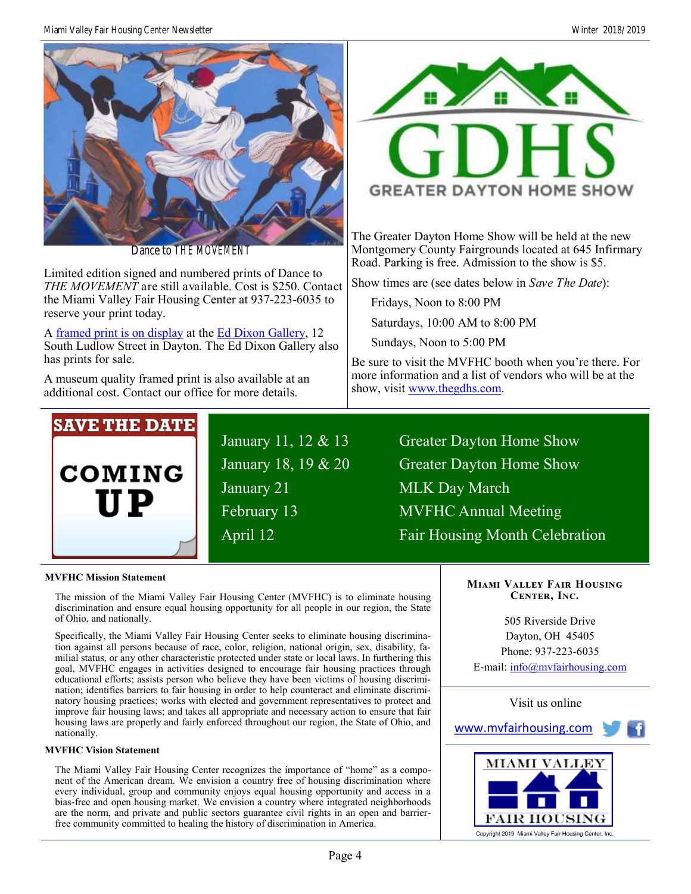Dance to *THE MOVEMENT*

Limited edition signed and numbered prints of Dance to *THE MOVEMENT* are still available. Cost is $250. Contact the Miami Valley Fair Housing Center at 937-223-6035 to reserve your print today.

A framed print is on display at the Ed Dixon Gallery, 12 South Ludlow Street in Dayton. The Ed Dixon Gallery also has prints for sale.

A museum quality framed print is also available at an additional cost. Contact our office for more details.

GDHS
GREATER DAYTON HOME SHOW

The Greater Dayton Home Show will be held at the new Montgomery County Fairgrounds located at 645 Infirmary Road. Parking is free. Admission to the show is $5.

Show times are (see dates below in *Save The Date*):

Fridays, Noon to 8:00 PM

Saturdays, 10:00 AM to 8:00 PM

Sundays, Noon to 5:00 PM

Be sure to visit the MVFHC booth when you're there. For more information and a list of vendors who will be at the show, visit www.thegdhs.com.

## SAVE THE DATE

**COMING UP**

| | |
|---|---|
| January 11, 12 & 13 | Greater Dayton Home Show |
| January 18, 19 & 20 | Greater Dayton Home Show |
| January 21 | MLK Day March |
| February 13 | MVFHC Annual Meeting |
| April 12 | Fair Housing Month Celebration |

**MVFHC Mission Statement**

The mission of the Miami Valley Fair Housing Center (MVFHC) is to eliminate housing discrimination and ensure equal housing opportunity for all people in our region, the State of Ohio, and nationally.

Specifically, the Miami Valley Fair Housing Center seeks to eliminate housing discrimination against all persons because of race, color, religion, national origin, sex, disability, familial status, or any other characteristic protected under state or local laws. In furthering this goal, MVFHC engages in activities designed to encourage fair housing practices through educational efforts; assists person who believe they have been victims of housing discrimination; identifies barriers to fair housing in order to help counteract and eliminate discriminatory housing practices; works with elected and government representatives to protect and improve fair housing laws; and takes all appropriate and necessary action to ensure that fair housing laws are properly and fairly enforced throughout our region, the State of Ohio, and nationally.

**MVFHC Vision Statement**

The Miami Valley Fair Housing Center recognizes the importance of "home" as a component of the American dream. We envision a country free of housing discrimination where every individual, group and community enjoys equal housing opportunity and access in a bias-free and open housing market. We envision a country where integrated neighborhoods are the norm, and private and public sectors guarantee civil rights in an open and barrier-free community committed to healing the history of discrimination in America.

**Miami Valley Fair Housing Center, Inc.**

505 Riverside Drive
Dayton, OH 45405
Phone: 937-223-6035
E-mail: info@mvfairhousing.com

Visit us online

www.mvfairhousing.com

MIAMI VALLEY FAIR HOUSING

Copyright 2019 Miami Valley Fair Housing Center, Inc.